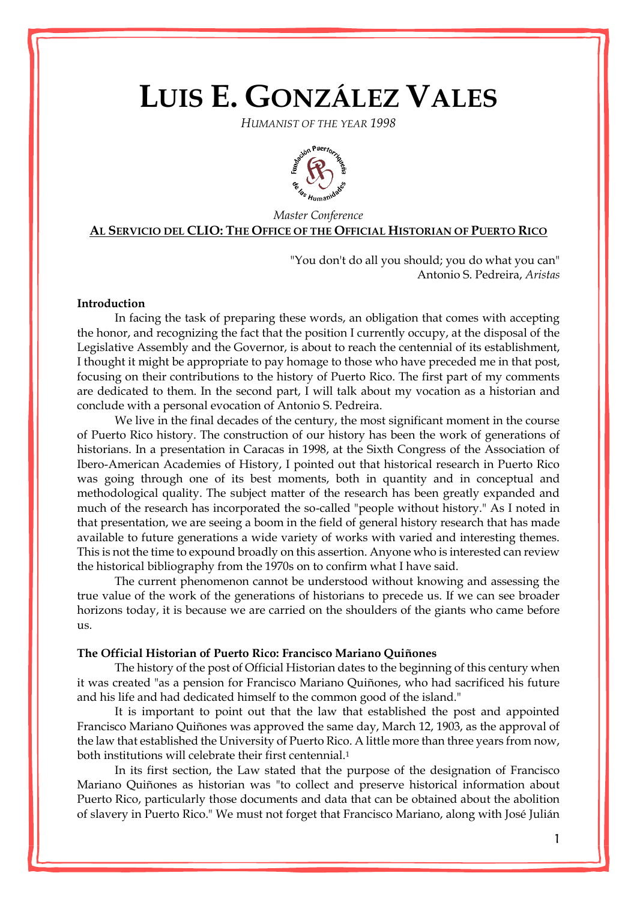# LUIS E. GONZÁLEZ VALES

*HUMANIST OF THE YEAR 1998*

*Master Conference*

**AL SERVICIO DEL CLIO: THE OFFICE OF THE OFFICIAL HISTORIAN OF PUERTO RICO**

"You don't do all you should; you do what you can"
Antonio S. Pedreira, *Aristas*

**Introduction**

In facing the task of preparing these words, an obligation that comes with accepting the honor, and recognizing the fact that the position I currently occupy, at the disposal of the Legislative Assembly and the Governor, is about to reach the centennial of its establishment, I thought it might be appropriate to pay homage to those who have preceded me in that post, focusing on their contributions to the history of Puerto Rico. The first part of my comments are dedicated to them. In the second part, I will talk about my vocation as a historian and conclude with a personal evocation of Antonio S. Pedreira.

We live in the final decades of the century, the most significant moment in the course of Puerto Rico history. The construction of our history has been the work of generations of historians. In a presentation in Caracas in 1998, at the Sixth Congress of the Association of Ibero-American Academies of History, I pointed out that historical research in Puerto Rico was going through one of its best moments, both in quantity and in conceptual and methodological quality. The subject matter of the research has been greatly expanded and much of the research has incorporated the so-called "people without history." As I noted in that presentation, we are seeing a boom in the field of general history research that has made available to future generations a wide variety of works with varied and interesting themes. This is not the time to expound broadly on this assertion. Anyone who is interested can review the historical bibliography from the 1970s on to confirm what I have said.

The current phenomenon cannot be understood without knowing and assessing the true value of the work of the generations of historians to precede us. If we can see broader horizons today, it is because we are carried on the shoulders of the giants who came before us.

**The Official Historian of Puerto Rico: Francisco Mariano Quiñones**

The history of the post of Official Historian dates to the beginning of this century when it was created "as a pension for Francisco Mariano Quiñones, who had sacrificed his future and his life and had dedicated himself to the common good of the island."

It is important to point out that the law that established the post and appointed Francisco Mariano Quiñones was approved the same day, March 12, 1903, as the approval of the law that established the University of Puerto Rico. A little more than three years from now, both institutions will celebrate their first centennial.[1]

In its first section, the Law stated that the purpose of the designation of Francisco Mariano Quiñones as historian was "to collect and preserve historical information about Puerto Rico, particularly those documents and data that can be obtained about the abolition of slavery in Puerto Rico." We must not forget that Francisco Mariano, along with José Julián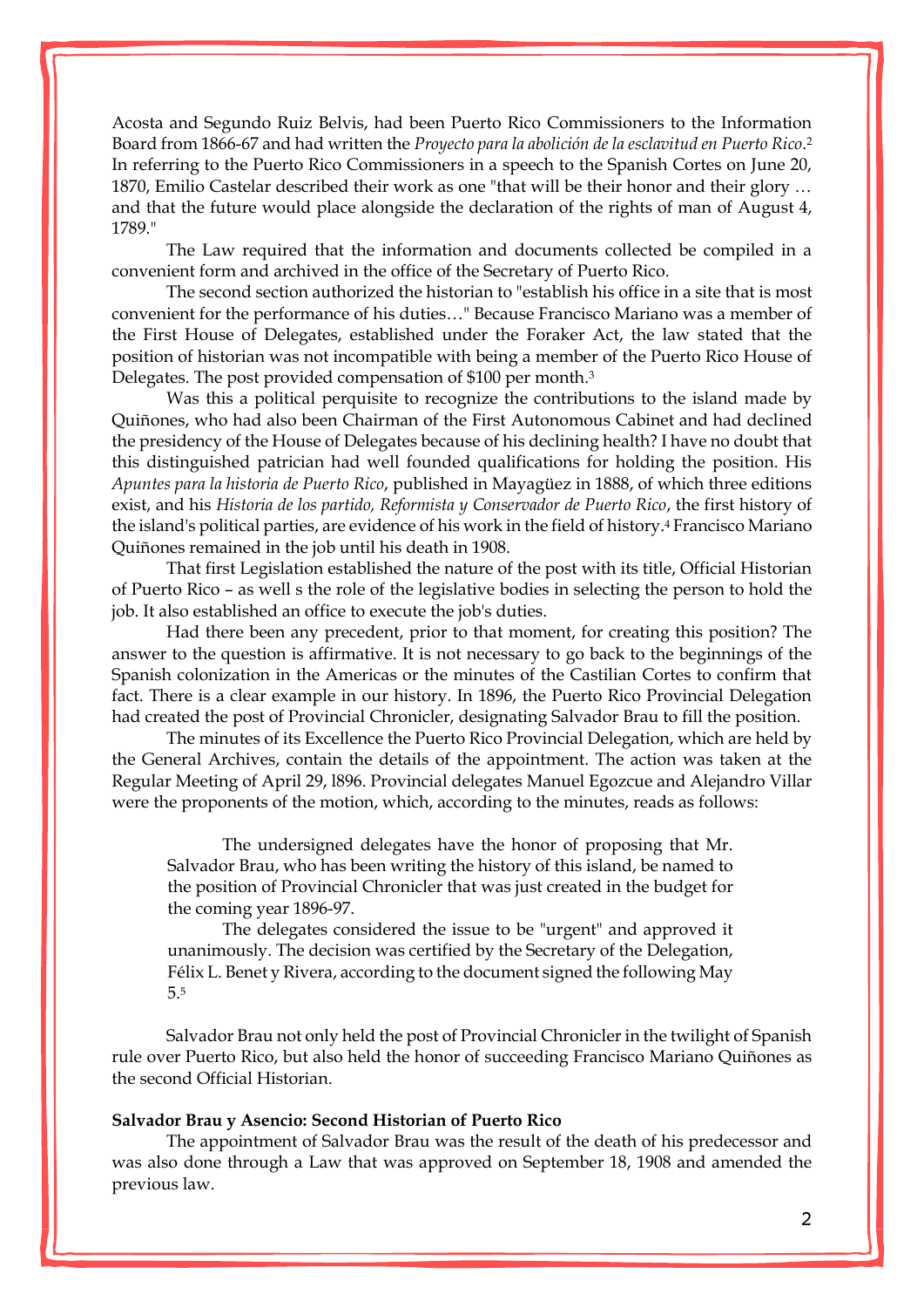Acosta and Segundo Ruiz Belvis, had been Puerto Rico Commissioners to the Information Board from 1866-67 and had written the *Proyecto para la abolición de la esclavitud en Puerto Rico*.[2] In referring to the Puerto Rico Commissioners in a speech to the Spanish Cortes on June 20, 1870, Emilio Castelar described their work as one "that will be their honor and their glory … and that the future would place alongside the declaration of the rights of man of August 4, 1789."

The Law required that the information and documents collected be compiled in a convenient form and archived in the office of the Secretary of Puerto Rico.

The second section authorized the historian to "establish his office in a site that is most convenient for the performance of his duties…" Because Francisco Mariano was a member of the First House of Delegates, established under the Foraker Act, the law stated that the position of historian was not incompatible with being a member of the Puerto Rico House of Delegates. The post provided compensation of $100 per month.[3]

Was this a political perquisite to recognize the contributions to the island made by Quiñones, who had also been Chairman of the First Autonomous Cabinet and had declined the presidency of the House of Delegates because of his declining health? I have no doubt that this distinguished patrician had well founded qualifications for holding the position. His *Apuntes para la historia de Puerto Rico*, published in Mayagüez in 1888, of which three editions exist, and his *Historia de los partido, Reformista y Conservador de Puerto Rico*, the first history of the island's political parties, are evidence of his work in the field of history.[4] Francisco Mariano Quiñones remained in the job until his death in 1908.

That first Legislation established the nature of the post with its title, Official Historian of Puerto Rico – as well s the role of the legislative bodies in selecting the person to hold the job. It also established an office to execute the job's duties.

Had there been any precedent, prior to that moment, for creating this position? The answer to the question is affirmative. It is not necessary to go back to the beginnings of the Spanish colonization in the Americas or the minutes of the Castilian Cortes to confirm that fact. There is a clear example in our history. In 1896, the Puerto Rico Provincial Delegation had created the post of Provincial Chronicler, designating Salvador Brau to fill the position.

The minutes of its Excellence the Puerto Rico Provincial Delegation, which are held by the General Archives, contain the details of the appointment. The action was taken at the Regular Meeting of April 29, l896. Provincial delegates Manuel Egozcue and Alejandro Villar were the proponents of the motion, which, according to the minutes, reads as follows:

> The undersigned delegates have the honor of proposing that Mr. Salvador Brau, who has been writing the history of this island, be named to the position of Provincial Chronicler that was just created in the budget for the coming year 1896-97.
>
> The delegates considered the issue to be "urgent" and approved it unanimously. The decision was certified by the Secretary of the Delegation, Félix L. Benet y Rivera, according to the document signed the following May 5.[5]

Salvador Brau not only held the post of Provincial Chronicler in the twilight of Spanish rule over Puerto Rico, but also held the honor of succeeding Francisco Mariano Quiñones as the second Official Historian.

**Salvador Brau y Asencio: Second Historian of Puerto Rico**

The appointment of Salvador Brau was the result of the death of his predecessor and was also done through a Law that was approved on September 18, 1908 and amended the previous law.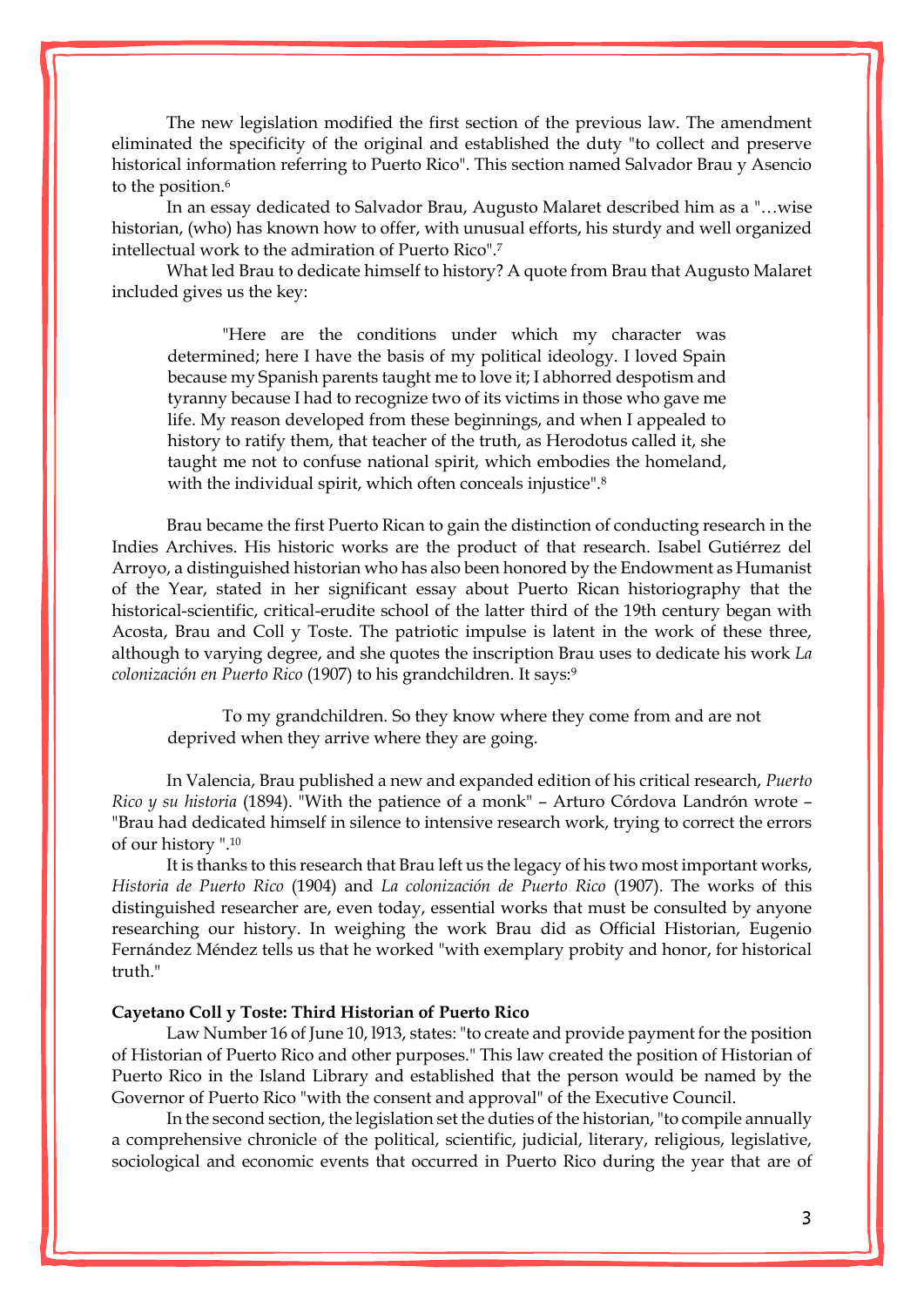The new legislation modified the first section of the previous law. The amendment eliminated the specificity of the original and established the duty "to collect and preserve historical information referring to Puerto Rico". This section named Salvador Brau y Asencio to the position.[6]

In an essay dedicated to Salvador Brau, Augusto Malaret described him as a "…wise historian, (who) has known how to offer, with unusual efforts, his sturdy and well organized intellectual work to the admiration of Puerto Rico".[7]

What led Brau to dedicate himself to history? A quote from Brau that Augusto Malaret included gives us the key:

> "Here are the conditions under which my character was determined; here I have the basis of my political ideology. I loved Spain because my Spanish parents taught me to love it; I abhorred despotism and tyranny because I had to recognize two of its victims in those who gave me life. My reason developed from these beginnings, and when I appealed to history to ratify them, that teacher of the truth, as Herodotus called it, she taught me not to confuse national spirit, which embodies the homeland, with the individual spirit, which often conceals injustice".[8]

Brau became the first Puerto Rican to gain the distinction of conducting research in the Indies Archives. His historic works are the product of that research. Isabel Gutiérrez del Arroyo, a distinguished historian who has also been honored by the Endowment as Humanist of the Year, stated in her significant essay about Puerto Rican historiography that the historical-scientific, critical-erudite school of the latter third of the 19th century began with Acosta, Brau and Coll y Toste. The patriotic impulse is latent in the work of these three, although to varying degree, and she quotes the inscription Brau uses to dedicate his work *La colonización en Puerto Rico* (1907) to his grandchildren. It says:[9]

> To my grandchildren. So they know where they come from and are not deprived when they arrive where they are going.

In Valencia, Brau published a new and expanded edition of his critical research, *Puerto Rico y su historia* (1894). "With the patience of a monk" – Arturo Córdova Landrón wrote – "Brau had dedicated himself in silence to intensive research work, trying to correct the errors of our history ".[10]

It is thanks to this research that Brau left us the legacy of his two most important works, *Historia de Puerto Rico* (1904) and *La colonización de Puerto Rico* (1907). The works of this distinguished researcher are, even today, essential works that must be consulted by anyone researching our history. In weighing the work Brau did as Official Historian, Eugenio Fernández Méndez tells us that he worked "with exemplary probity and honor, for historical truth."

**Cayetano Coll y Toste: Third Historian of Puerto Rico**

Law Number 16 of June 10, l913, states: "to create and provide payment for the position of Historian of Puerto Rico and other purposes." This law created the position of Historian of Puerto Rico in the Island Library and established that the person would be named by the Governor of Puerto Rico "with the consent and approval" of the Executive Council.

In the second section, the legislation set the duties of the historian, "to compile annually a comprehensive chronicle of the political, scientific, judicial, literary, religious, legislative, sociological and economic events that occurred in Puerto Rico during the year that are of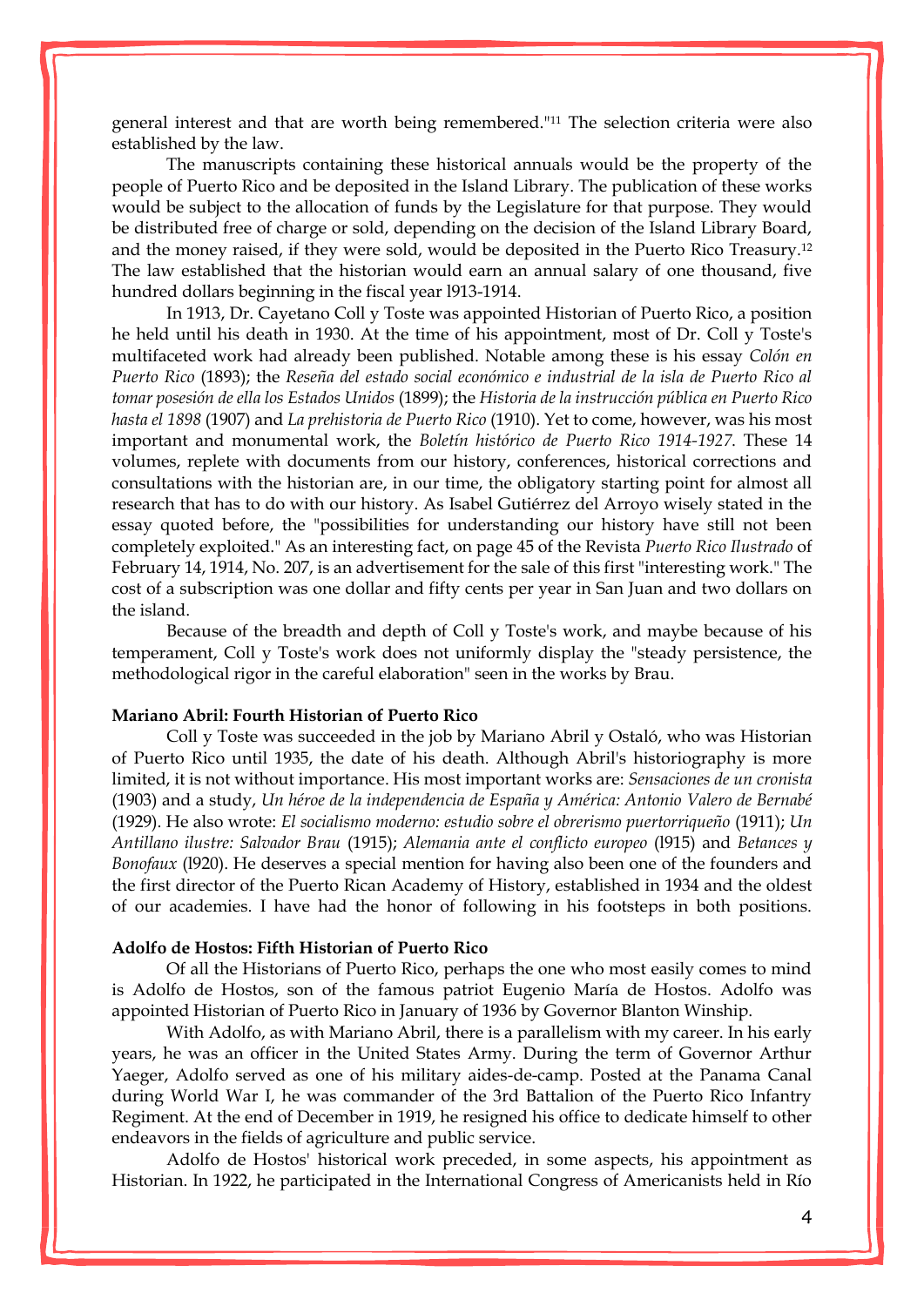general interest and that are worth being remembered."[11] The selection criteria were also established by the law.

The manuscripts containing these historical annuals would be the property of the people of Puerto Rico and be deposited in the Island Library. The publication of these works would be subject to the allocation of funds by the Legislature for that purpose. They would be distributed free of charge or sold, depending on the decision of the Island Library Board, and the money raised, if they were sold, would be deposited in the Puerto Rico Treasury.[12] The law established that the historian would earn an annual salary of one thousand, five hundred dollars beginning in the fiscal year l913-1914.

In 1913, Dr. Cayetano Coll y Toste was appointed Historian of Puerto Rico, a position he held until his death in 1930. At the time of his appointment, most of Dr. Coll y Toste's multifaceted work had already been published. Notable among these is his essay *Colón en Puerto Rico* (1893); the *Reseña del estado social económico e industrial de la isla de Puerto Rico al tomar posesión de ella los Estados Unidos* (1899); the *Historia de la instrucción pública en Puerto Rico hasta el 1898* (1907) and *La prehistoria de Puerto Rico* (1910). Yet to come, however, was his most important and monumental work, the *Boletín histórico de Puerto Rico 1914-1927*. These 14 volumes, replete with documents from our history, conferences, historical corrections and consultations with the historian are, in our time, the obligatory starting point for almost all research that has to do with our history. As Isabel Gutiérrez del Arroyo wisely stated in the essay quoted before, the "possibilities for understanding our history have still not been completely exploited." As an interesting fact, on page 45 of the Revista *Puerto Rico Ilustrado* of February 14, 1914, No. 207, is an advertisement for the sale of this first "interesting work." The cost of a subscription was one dollar and fifty cents per year in San Juan and two dollars on the island.

Because of the breadth and depth of Coll y Toste's work, and maybe because of his temperament, Coll y Toste's work does not uniformly display the "steady persistence, the methodological rigor in the careful elaboration" seen in the works by Brau.

**Mariano Abril: Fourth Historian of Puerto Rico**

Coll y Toste was succeeded in the job by Mariano Abril y Ostaló, who was Historian of Puerto Rico until 1935, the date of his death. Although Abril's historiography is more limited, it is not without importance. His most important works are: *Sensaciones de un cronista* (1903) and a study, *Un héroe de la independencia de España y América: Antonio Valero de Bernabé* (1929). He also wrote: *El socialismo moderno: estudio sobre el obrerismo puertorriqueño* (1911); *Un Antillano ilustre: Salvador Brau* (1915); *Alemania ante el conflicto europeo* (l915) and *Betances y Bonofaux* (l920). He deserves a special mention for having also been one of the founders and the first director of the Puerto Rican Academy of History, established in 1934 and the oldest of our academies. I have had the honor of following in his footsteps in both positions.

**Adolfo de Hostos: Fifth Historian of Puerto Rico**

Of all the Historians of Puerto Rico, perhaps the one who most easily comes to mind is Adolfo de Hostos, son of the famous patriot Eugenio María de Hostos. Adolfo was appointed Historian of Puerto Rico in January of 1936 by Governor Blanton Winship.

With Adolfo, as with Mariano Abril, there is a parallelism with my career. In his early years, he was an officer in the United States Army. During the term of Governor Arthur Yeager, Adolfo served as one of his military aides-de-camp. Posted at the Panama Canal during World War I, he was commander of the 3rd Battalion of the Puerto Rico Infantry Regiment. At the end of December in 1919, he resigned his office to dedicate himself to other endeavors in the fields of agriculture and public service.

Adolfo de Hostos' historical work preceded, in some aspects, his appointment as Historian. In 1922, he participated in the International Congress of Americanists held in Río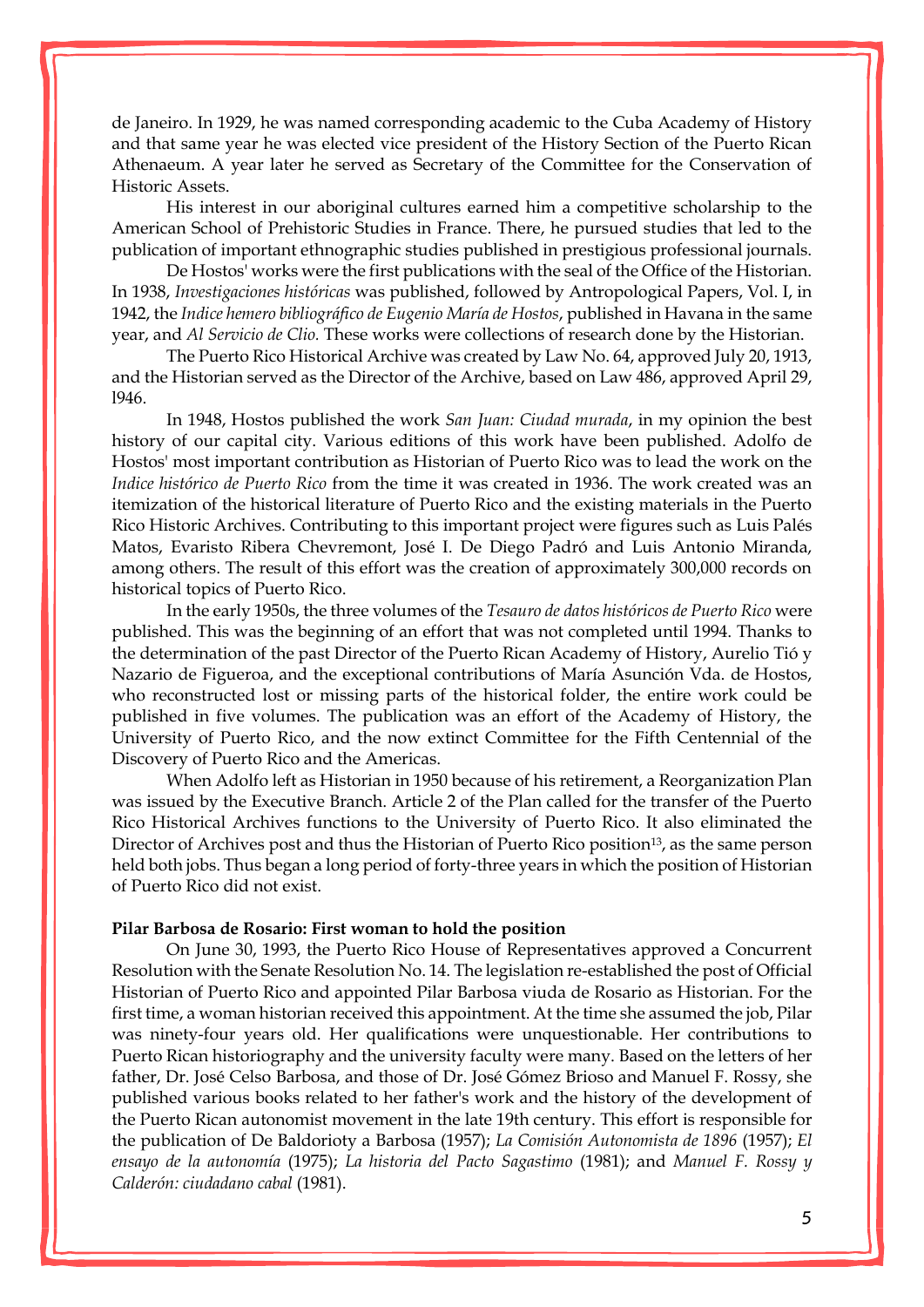de Janeiro. In 1929, he was named corresponding academic to the Cuba Academy of History and that same year he was elected vice president of the History Section of the Puerto Rican Athenaeum. A year later he served as Secretary of the Committee for the Conservation of Historic Assets.

His interest in our aboriginal cultures earned him a competitive scholarship to the American School of Prehistoric Studies in France. There, he pursued studies that led to the publication of important ethnographic studies published in prestigious professional journals.

De Hostos' works were the first publications with the seal of the Office of the Historian. In 1938, *Investigaciones históricas* was published, followed by Antropological Papers, Vol. I, in 1942, the *Indice hemero bibliográfico de Eugenio María de Hostos*, published in Havana in the same year, and *Al Servicio de Clio.* These works were collections of research done by the Historian.

The Puerto Rico Historical Archive was created by Law No. 64, approved July 20, 1913, and the Historian served as the Director of the Archive, based on Law 486, approved April 29, l946.

In 1948, Hostos published the work *San Juan: Ciudad murada*, in my opinion the best history of our capital city. Various editions of this work have been published. Adolfo de Hostos' most important contribution as Historian of Puerto Rico was to lead the work on the *Indice histórico de Puerto Rico* from the time it was created in 1936. The work created was an itemization of the historical literature of Puerto Rico and the existing materials in the Puerto Rico Historic Archives. Contributing to this important project were figures such as Luis Palés Matos, Evaristo Ribera Chevremont, José I. De Diego Padró and Luis Antonio Miranda, among others. The result of this effort was the creation of approximately 300,000 records on historical topics of Puerto Rico.

In the early 1950s, the three volumes of the *Tesauro de datos históricos de Puerto Rico* were published. This was the beginning of an effort that was not completed until 1994. Thanks to the determination of the past Director of the Puerto Rican Academy of History, Aurelio Tió y Nazario de Figueroa, and the exceptional contributions of María Asunción Vda. de Hostos, who reconstructed lost or missing parts of the historical folder, the entire work could be published in five volumes. The publication was an effort of the Academy of History, the University of Puerto Rico, and the now extinct Committee for the Fifth Centennial of the Discovery of Puerto Rico and the Americas.

When Adolfo left as Historian in 1950 because of his retirement, a Reorganization Plan was issued by the Executive Branch. Article 2 of the Plan called for the transfer of the Puerto Rico Historical Archives functions to the University of Puerto Rico. It also eliminated the Director of Archives post and thus the Historian of Puerto Rico position[13], as the same person held both jobs. Thus began a long period of forty-three years in which the position of Historian of Puerto Rico did not exist.

**Pilar Barbosa de Rosario: First woman to hold the position**

On June 30, 1993, the Puerto Rico House of Representatives approved a Concurrent Resolution with the Senate Resolution No. 14. The legislation re-established the post of Official Historian of Puerto Rico and appointed Pilar Barbosa viuda de Rosario as Historian. For the first time, a woman historian received this appointment. At the time she assumed the job, Pilar was ninety-four years old. Her qualifications were unquestionable. Her contributions to Puerto Rican historiography and the university faculty were many. Based on the letters of her father, Dr. José Celso Barbosa, and those of Dr. José Gómez Brioso and Manuel F. Rossy, she published various books related to her father's work and the history of the development of the Puerto Rican autonomist movement in the late 19th century. This effort is responsible for the publication of De Baldorioty a Barbosa (1957); *La Comisión Autonomista de 1896* (1957); *El ensayo de la autonomía* (1975); *La historia del Pacto Sagastimo* (1981); and *Manuel F. Rossy y Calderón: ciudadano cabal* (1981).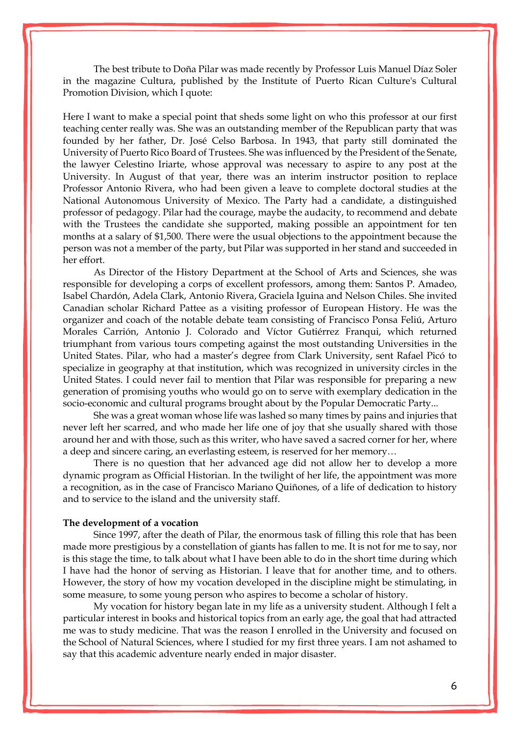The best tribute to Doña Pilar was made recently by Professor Luis Manuel Díaz Soler in the magazine Cultura, published by the Institute of Puerto Rican Culture's Cultural Promotion Division, which I quote:

Here I want to make a special point that sheds some light on who this professor at our first teaching center really was. She was an outstanding member of the Republican party that was founded by her father, Dr. José Celso Barbosa. In 1943, that party still dominated the University of Puerto Rico Board of Trustees. She was influenced by the President of the Senate, the lawyer Celestino Iriarte, whose approval was necessary to aspire to any post at the University. In August of that year, there was an interim instructor position to replace Professor Antonio Rivera, who had been given a leave to complete doctoral studies at the National Autonomous University of Mexico. The Party had a candidate, a distinguished professor of pedagogy. Pilar had the courage, maybe the audacity, to recommend and debate with the Trustees the candidate she supported, making possible an appointment for ten months at a salary of $1,500. There were the usual objections to the appointment because the person was not a member of the party, but Pilar was supported in her stand and succeeded in her effort.

As Director of the History Department at the School of Arts and Sciences, she was responsible for developing a corps of excellent professors, among them: Santos P. Amadeo, Isabel Chardón, Adela Clark, Antonio Rivera, Graciela Iguina and Nelson Chiles. She invited Canadian scholar Richard Pattee as a visiting professor of European History. He was the organizer and coach of the notable debate team consisting of Francisco Ponsa Feliú, Arturo Morales Carrión, Antonio J. Colorado and Víctor Gutiérrez Franqui, which returned triumphant from various tours competing against the most outstanding Universities in the United States. Pilar, who had a master's degree from Clark University, sent Rafael Picó to specialize in geography at that institution, which was recognized in university circles in the United States. I could never fail to mention that Pilar was responsible for preparing a new generation of promising youths who would go on to serve with exemplary dedication in the socio-economic and cultural programs brought about by the Popular Democratic Party...

She was a great woman whose life was lashed so many times by pains and injuries that never left her scarred, and who made her life one of joy that she usually shared with those around her and with those, such as this writer, who have saved a sacred corner for her, where a deep and sincere caring, an everlasting esteem, is reserved for her memory…

There is no question that her advanced age did not allow her to develop a more dynamic program as Official Historian. In the twilight of her life, the appointment was more a recognition, as in the case of Francisco Mariano Quiñones, of a life of dedication to history and to service to the island and the university staff.

**The development of a vocation**

Since 1997, after the death of Pilar, the enormous task of filling this role that has been made more prestigious by a constellation of giants has fallen to me. It is not for me to say, nor is this stage the time, to talk about what I have been able to do in the short time during which I have had the honor of serving as Historian. I leave that for another time, and to others. However, the story of how my vocation developed in the discipline might be stimulating, in some measure, to some young person who aspires to become a scholar of history.

My vocation for history began late in my life as a university student. Although I felt a particular interest in books and historical topics from an early age, the goal that had attracted me was to study medicine. That was the reason I enrolled in the University and focused on the School of Natural Sciences, where I studied for my first three years. I am not ashamed to say that this academic adventure nearly ended in major disaster.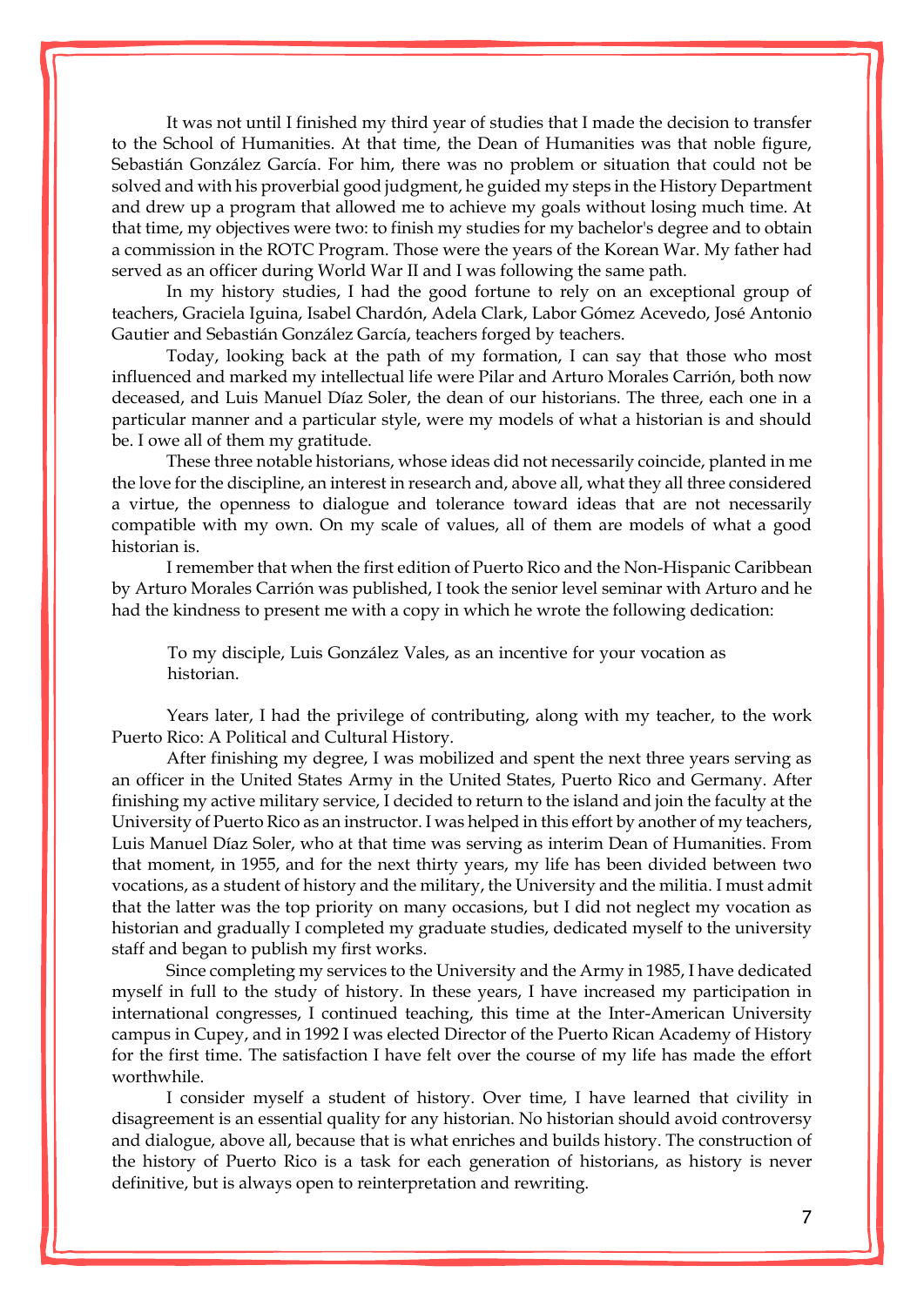It was not until I finished my third year of studies that I made the decision to transfer to the School of Humanities. At that time, the Dean of Humanities was that noble figure, Sebastián González García. For him, there was no problem or situation that could not be solved and with his proverbial good judgment, he guided my steps in the History Department and drew up a program that allowed me to achieve my goals without losing much time. At that time, my objectives were two: to finish my studies for my bachelor's degree and to obtain a commission in the ROTC Program. Those were the years of the Korean War. My father had served as an officer during World War II and I was following the same path.

In my history studies, I had the good fortune to rely on an exceptional group of teachers, Graciela Iguina, Isabel Chardón, Adela Clark, Labor Gómez Acevedo, José Antonio Gautier and Sebastián González García, teachers forged by teachers.

Today, looking back at the path of my formation, I can say that those who most influenced and marked my intellectual life were Pilar and Arturo Morales Carrión, both now deceased, and Luis Manuel Díaz Soler, the dean of our historians. The three, each one in a particular manner and a particular style, were my models of what a historian is and should be. I owe all of them my gratitude.

These three notable historians, whose ideas did not necessarily coincide, planted in me the love for the discipline, an interest in research and, above all, what they all three considered a virtue, the openness to dialogue and tolerance toward ideas that are not necessarily compatible with my own. On my scale of values, all of them are models of what a good historian is.

I remember that when the first edition of Puerto Rico and the Non-Hispanic Caribbean by Arturo Morales Carrión was published, I took the senior level seminar with Arturo and he had the kindness to present me with a copy in which he wrote the following dedication:

> To my disciple, Luis González Vales, as an incentive for your vocation as historian.

Years later, I had the privilege of contributing, along with my teacher, to the work Puerto Rico: A Political and Cultural History.

After finishing my degree, I was mobilized and spent the next three years serving as an officer in the United States Army in the United States, Puerto Rico and Germany. After finishing my active military service, I decided to return to the island and join the faculty at the University of Puerto Rico as an instructor. I was helped in this effort by another of my teachers, Luis Manuel Díaz Soler, who at that time was serving as interim Dean of Humanities. From that moment, in 1955, and for the next thirty years, my life has been divided between two vocations, as a student of history and the military, the University and the militia. I must admit that the latter was the top priority on many occasions, but I did not neglect my vocation as historian and gradually I completed my graduate studies, dedicated myself to the university staff and began to publish my first works.

Since completing my services to the University and the Army in 1985, I have dedicated myself in full to the study of history. In these years, I have increased my participation in international congresses, I continued teaching, this time at the Inter-American University campus in Cupey, and in 1992 I was elected Director of the Puerto Rican Academy of History for the first time. The satisfaction I have felt over the course of my life has made the effort worthwhile.

I consider myself a student of history. Over time, I have learned that civility in disagreement is an essential quality for any historian. No historian should avoid controversy and dialogue, above all, because that is what enriches and builds history. The construction of the history of Puerto Rico is a task for each generation of historians, as history is never definitive, but is always open to reinterpretation and rewriting.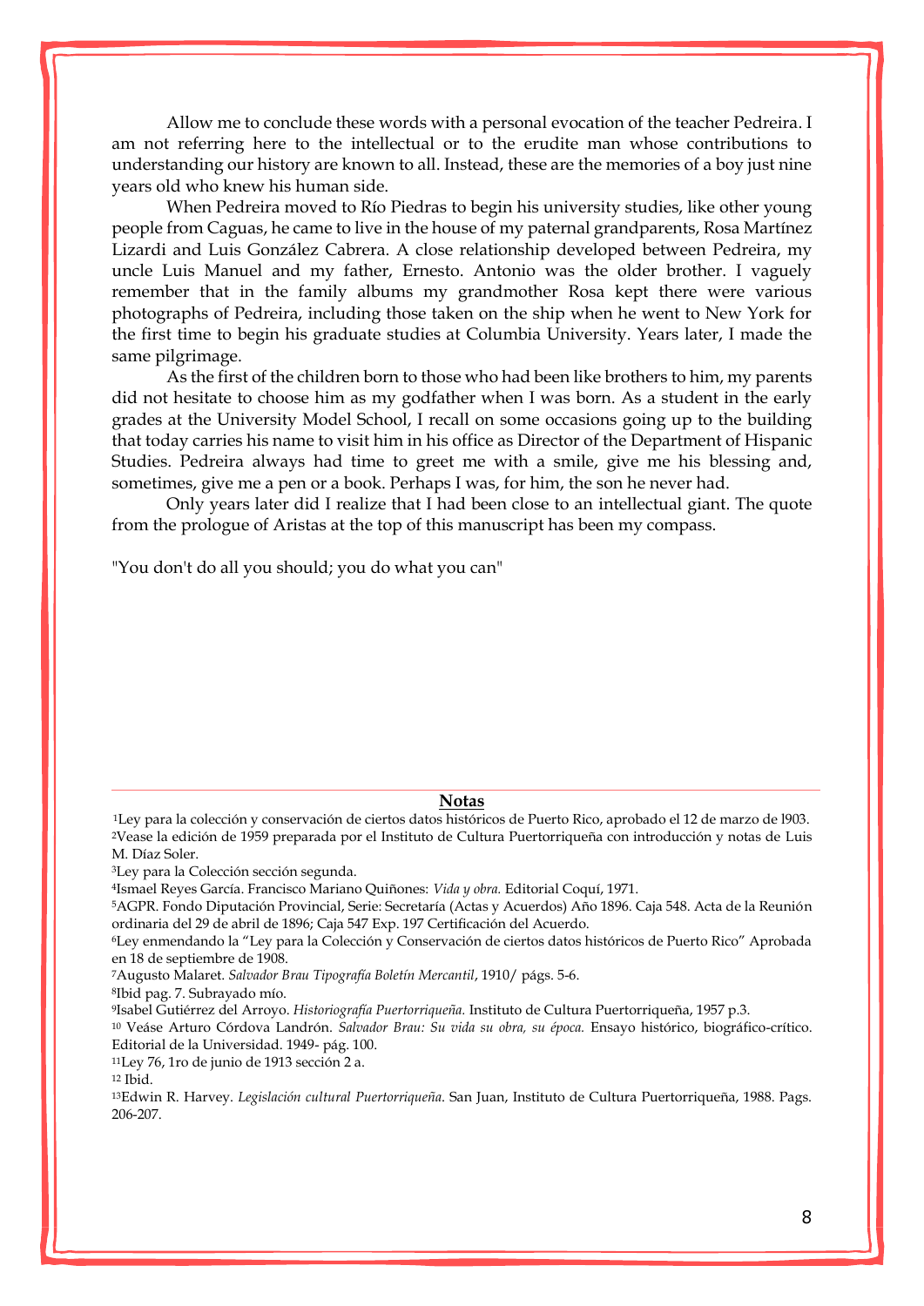Allow me to conclude these words with a personal evocation of the teacher Pedreira. I am not referring here to the intellectual or to the erudite man whose contributions to understanding our history are known to all. Instead, these are the memories of a boy just nine years old who knew his human side.

When Pedreira moved to Río Piedras to begin his university studies, like other young people from Caguas, he came to live in the house of my paternal grandparents, Rosa Martínez Lizardi and Luis González Cabrera. A close relationship developed between Pedreira, my uncle Luis Manuel and my father, Ernesto. Antonio was the older brother. I vaguely remember that in the family albums my grandmother Rosa kept there were various photographs of Pedreira, including those taken on the ship when he went to New York for the first time to begin his graduate studies at Columbia University. Years later, I made the same pilgrimage.

As the first of the children born to those who had been like brothers to him, my parents did not hesitate to choose him as my godfather when I was born. As a student in the early grades at the University Model School, I recall on some occasions going up to the building that today carries his name to visit him in his office as Director of the Department of Hispanic Studies. Pedreira always had time to greet me with a smile, give me his blessing and, sometimes, give me a pen or a book. Perhaps I was, for him, the son he never had.

Only years later did I realize that I had been close to an intellectual giant. The quote from the prologue of Aristas at the top of this manuscript has been my compass.

"You don't do all you should; you do what you can"

---

**Notas**

[1]Ley para la colección y conservación de ciertos datos históricos de Puerto Rico, aprobado el 12 de marzo de l903.
[2]Vease la edición de 1959 preparada por el Instituto de Cultura Puertorriqueña con introducción y notas de Luis M. Díaz Soler.
[3]Ley para la Colección sección segunda.
[4]Ismael Reyes García. Francisco Mariano Quiñones: *Vida y obra.* Editorial Coquí, 1971.
[5]AGPR. Fondo Diputación Provincial, Serie: Secretaría (Actas y Acuerdos) Año 1896. Caja 548. Acta de la Reunión ordinaria del 29 de abril de 1896; Caja 547 Exp. 197 Certificación del Acuerdo.
[6]Ley enmendando la "Ley para la Colección y Conservación de ciertos datos históricos de Puerto Rico" Aprobada en 18 de septiembre de 1908.
[7]Augusto Malaret. *Salvador Brau Tipografía Boletín Mercantil*, 1910/ págs. 5-6.
[8]Ibid pag. 7. Subrayado mío.
[9]Isabel Gutiérrez del Arroyo. *Historiografía Puertorriqueña.* Instituto de Cultura Puertorriqueña, 1957 p.3.
[10] Veáse Arturo Córdova Landrón. *Salvador Brau: Su vida su obra, su época.* Ensayo histórico, biográfico-crítico. Editorial de la Universidad. 1949- pág. 100.
[11]Ley 76, 1ro de junio de 1913 sección 2 a.
[12] Ibid.
[13]Edwin R. Harvey. *Legislación cultural Puertorriqueña*. San Juan, Instituto de Cultura Puertorriqueña, 1988. Pags. 206-207.